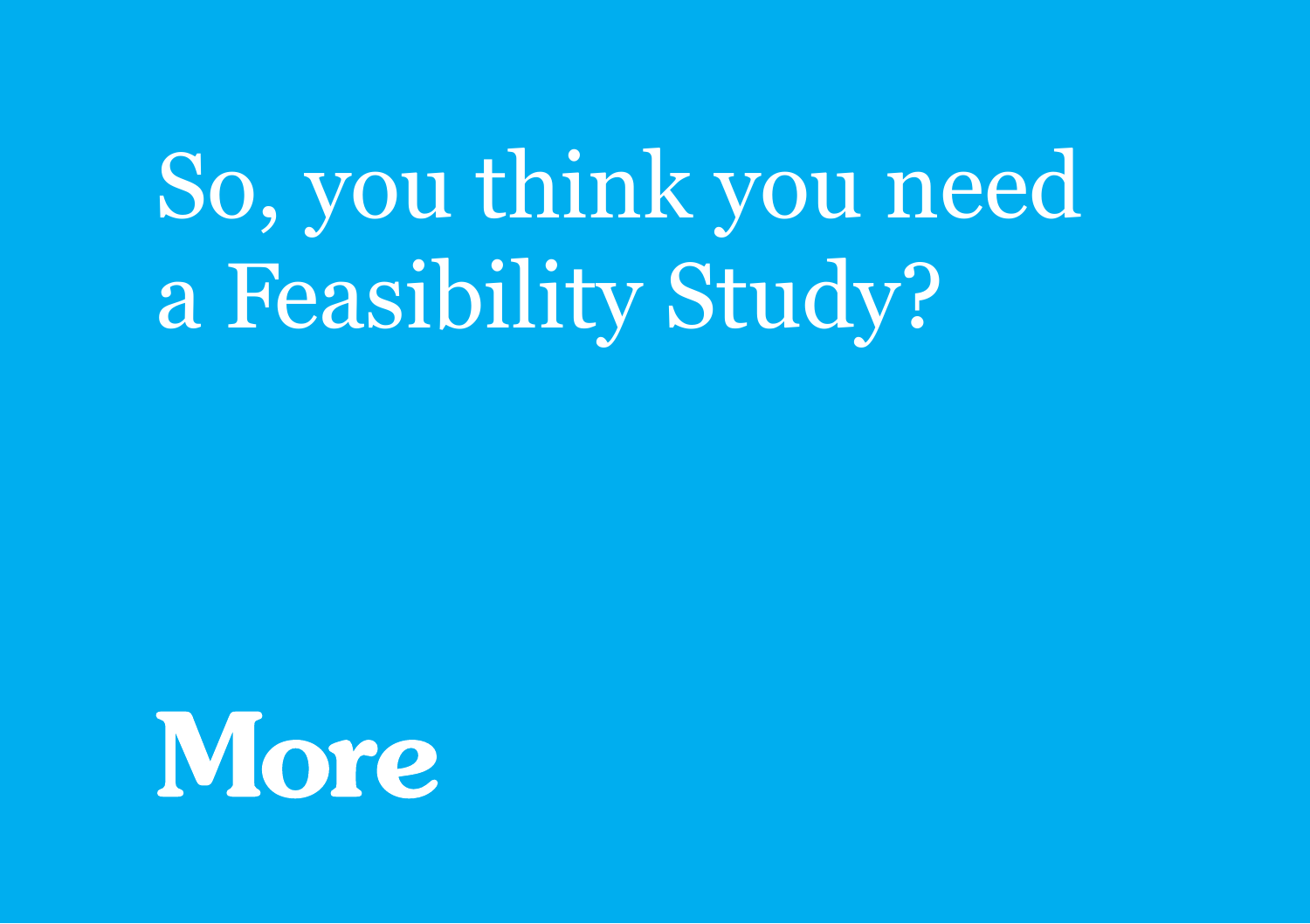# So, you think you need a Feasibility Study?

**More**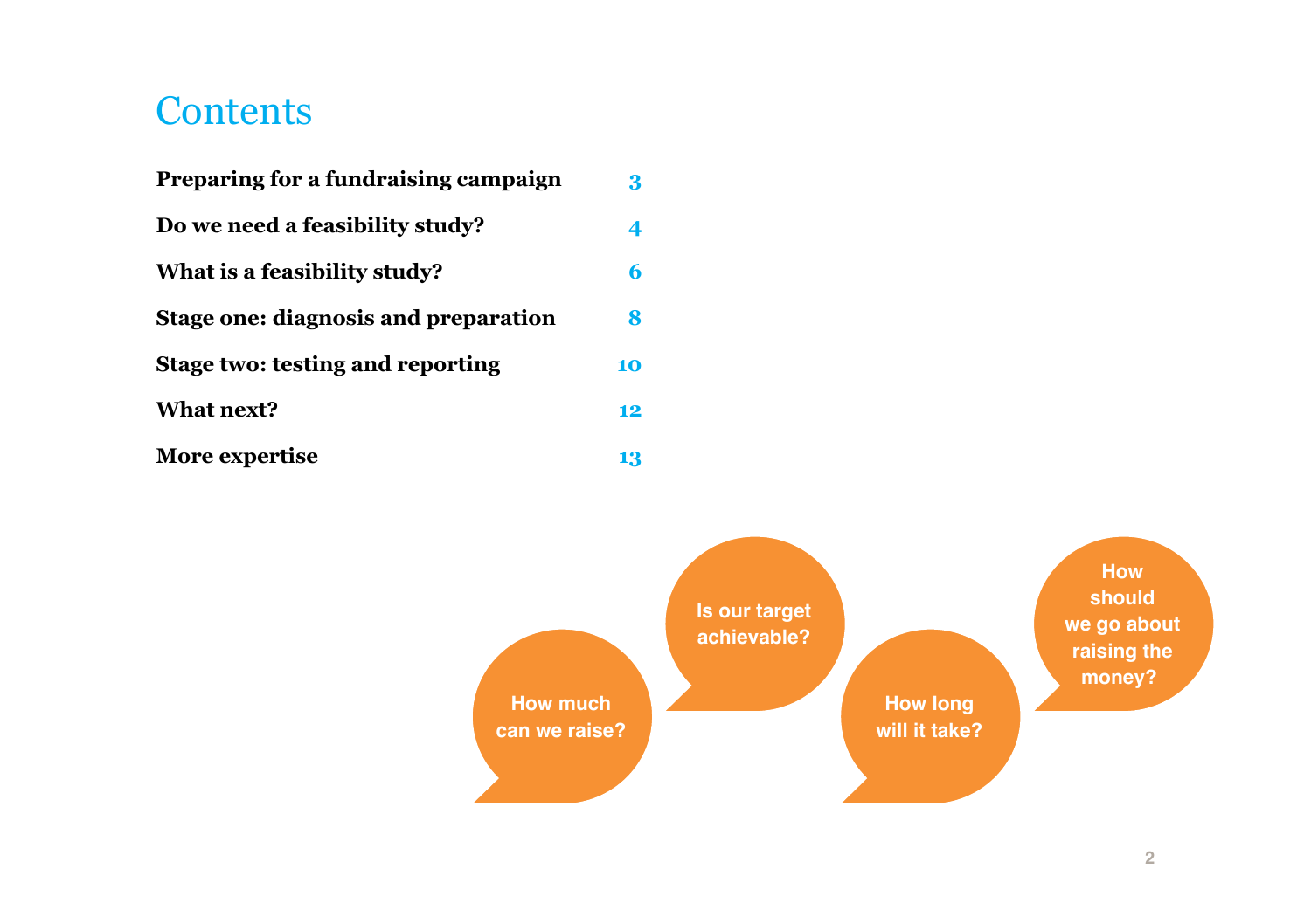# Contents

| | |
|---|---|
| **Preparing for a fundraising campaign** | 3 |
| **Do we need a feasibility study?** | 4 |
| **What is a feasibility study?** | 6 |
| **Stage one: diagnosis and preparation** | 8 |
| **Stage two: testing and reporting** | 10 |
| **What next?** | 12 |
| **More expertise** | 13 |

How much can we raise?

Is our target achievable?

How long will it take?

How should we go about raising the money?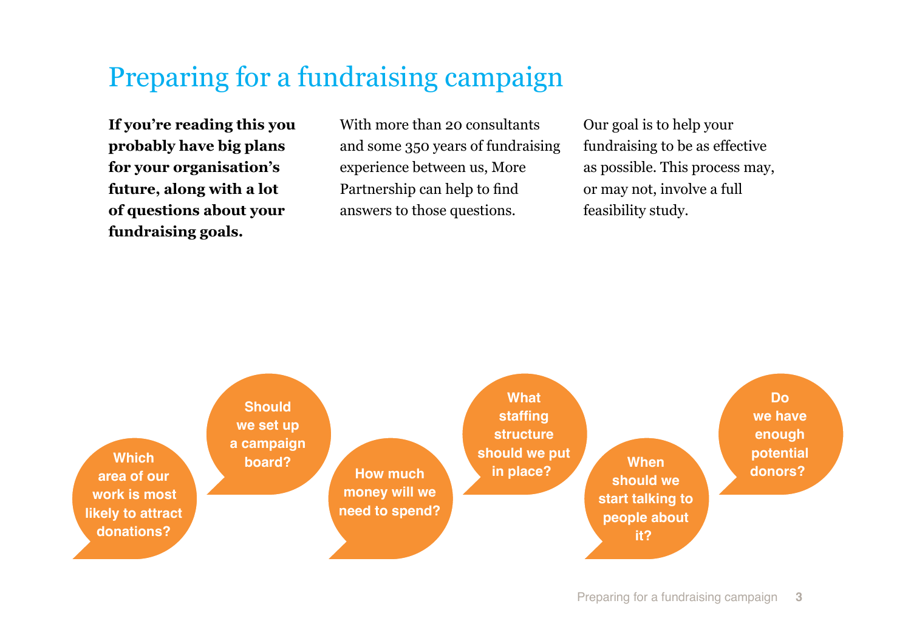# Preparing for a fundraising campaign

**If you're reading this you probably have big plans for your organisation's future, along with a lot of questions about your fundraising goals.**

With more than 20 consultants and some 350 years of fundraising experience between us, More Partnership can help to find answers to those questions.

Our goal is to help your fundraising to be as effective as possible. This process may, or may not, involve a full feasibility study.

- Which area of our work is most likely to attract donations?
- Should we set up a campaign board?
- How much money will we need to spend?
- What staffing structure should we put in place?
- When should we start talking to people about it?
- Do we have enough potential donors?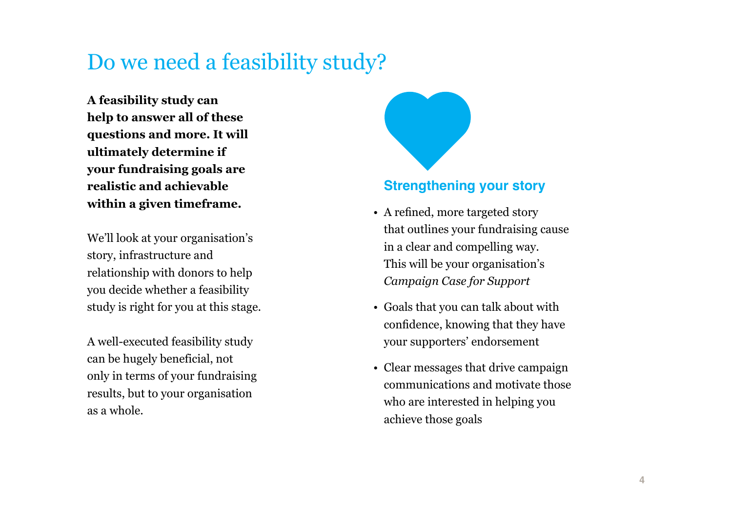# Do we need a feasibility study?

**A feasibility study can help to answer all of these questions and more. It will ultimately determine if your fundraising goals are realistic and achievable within a given timeframe.**

We'll look at your organisation's story, infrastructure and relationship with donors to help you decide whether a feasibility study is right for you at this stage.

A well-executed feasibility study can be hugely beneficial, not only in terms of your fundraising results, but to your organisation as a whole.

### Strengthening your story

- A refined, more targeted story that outlines your fundraising cause in a clear and compelling way. This will be your organisation's *Campaign Case for Support*
- Goals that you can talk about with confidence, knowing that they have your supporters' endorsement
- Clear messages that drive campaign communications and motivate those who are interested in helping you achieve those goals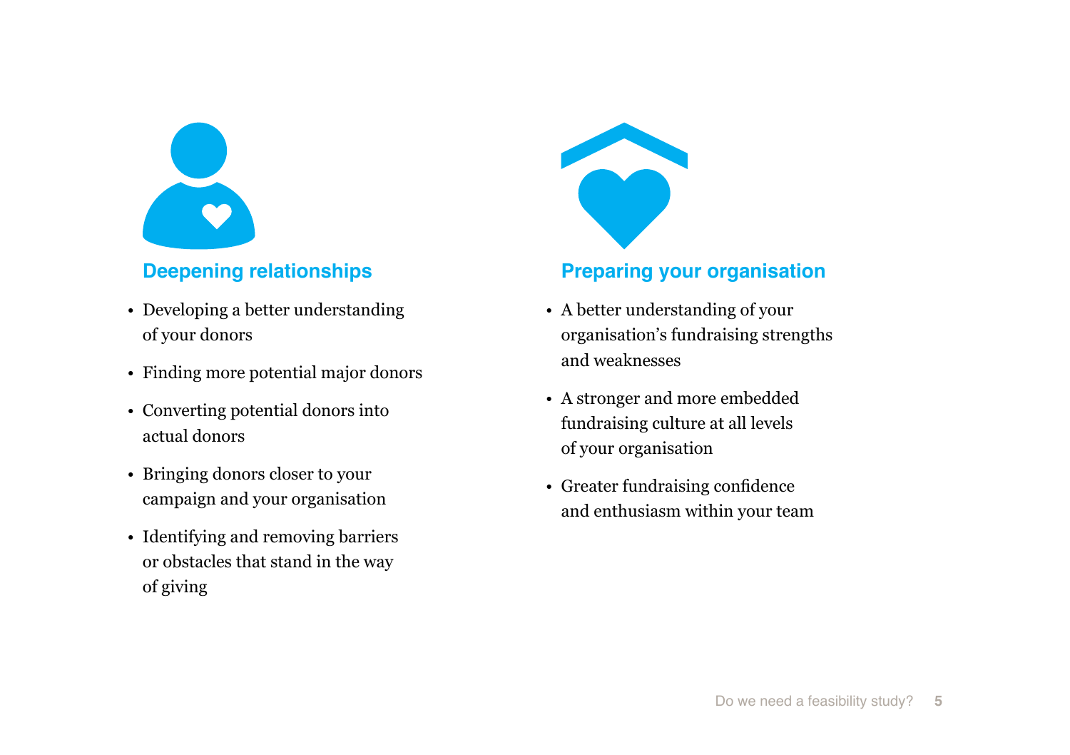## Deepening relationships

- Developing a better understanding of your donors
- Finding more potential major donors
- Converting potential donors into actual donors
- Bringing donors closer to your campaign and your organisation
- Identifying and removing barriers or obstacles that stand in the way of giving

## Preparing your organisation

- A better understanding of your organisation's fundraising strengths and weaknesses
- A stronger and more embedded fundraising culture at all levels of your organisation
- Greater fundraising confidence and enthusiasm within your team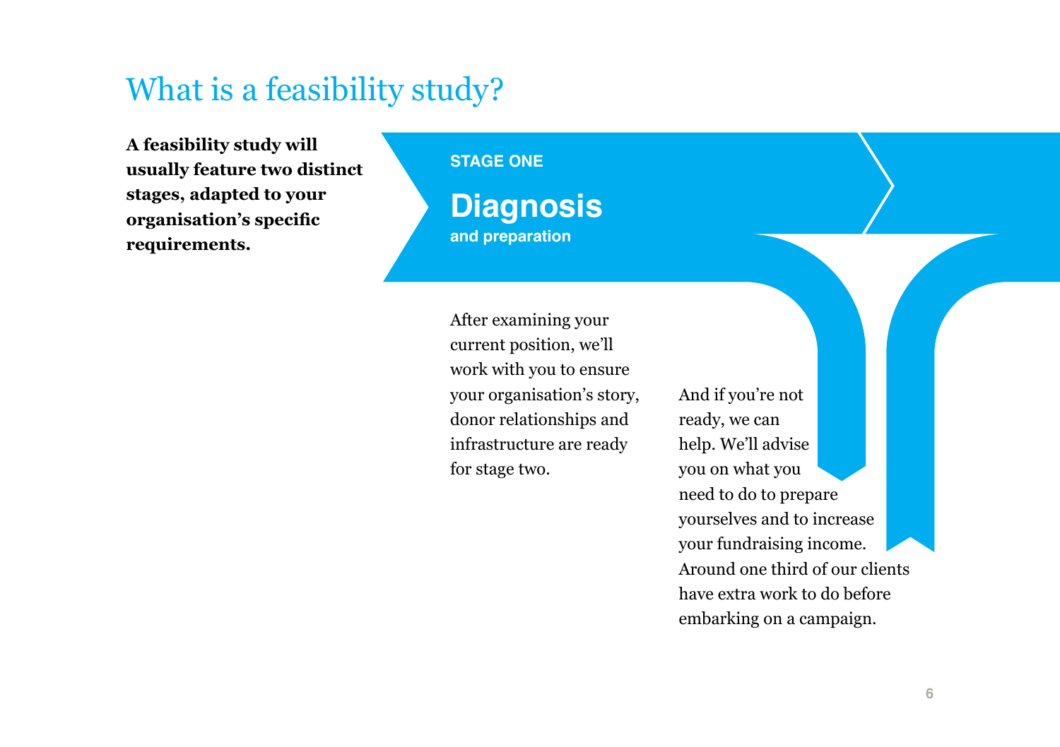# What is a feasibility study?

**A feasibility study will usually feature two distinct stages, adapted to your organisation's specific requirements.**

STAGE ONE

## Diagnosis

and preparation

After examining your current position, we'll work with you to ensure your organisation's story, donor relationships and infrastructure are ready for stage two.

And if you're not ready, we can help. We'll advise you on what you need to do to prepare yourselves and to increase your fundraising income. Around one third of our clients have extra work to do before embarking on a campaign.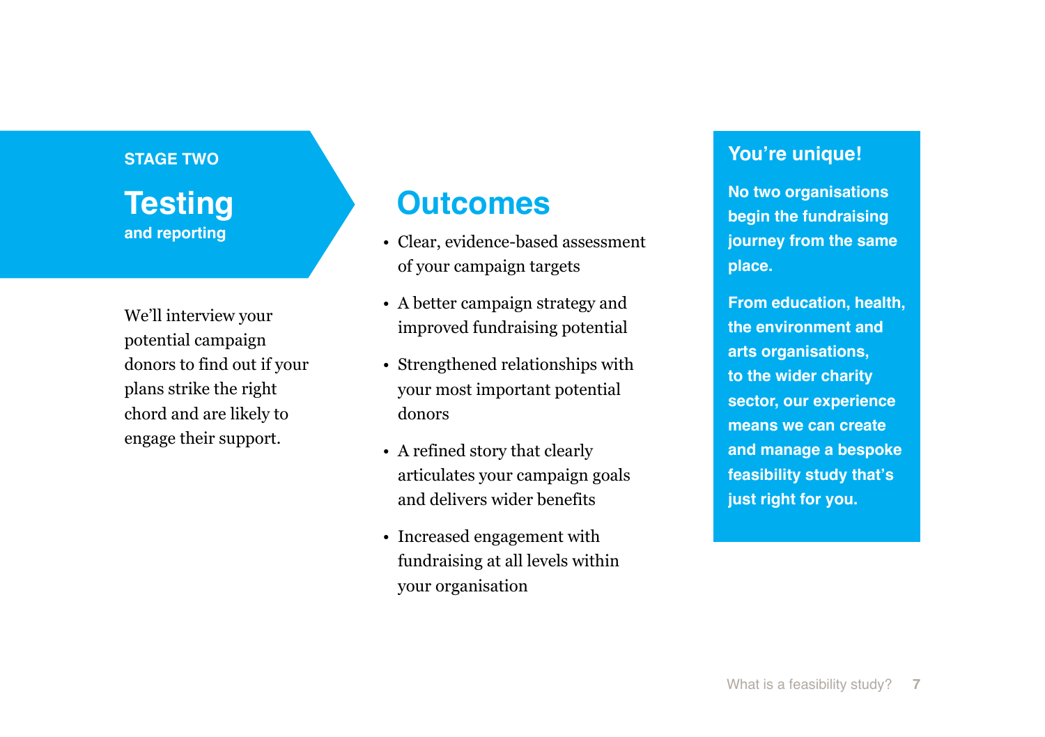STAGE TWO

# Testing

**and reporting**

We'll interview your potential campaign donors to find out if your plans strike the right chord and are likely to engage their support.

## Outcomes

- Clear, evidence-based assessment of your campaign targets
- A better campaign strategy and improved fundraising potential
- Strengthened relationships with your most important potential donors
- A refined story that clearly articulates your campaign goals and delivers wider benefits
- Increased engagement with fundraising at all levels within your organisation

## You're unique!

**No two organisations begin the fundraising journey from the same place.**

**From education, health, the environment and arts organisations, to the wider charity sector, our experience means we can create and manage a bespoke feasibility study that's just right for you.**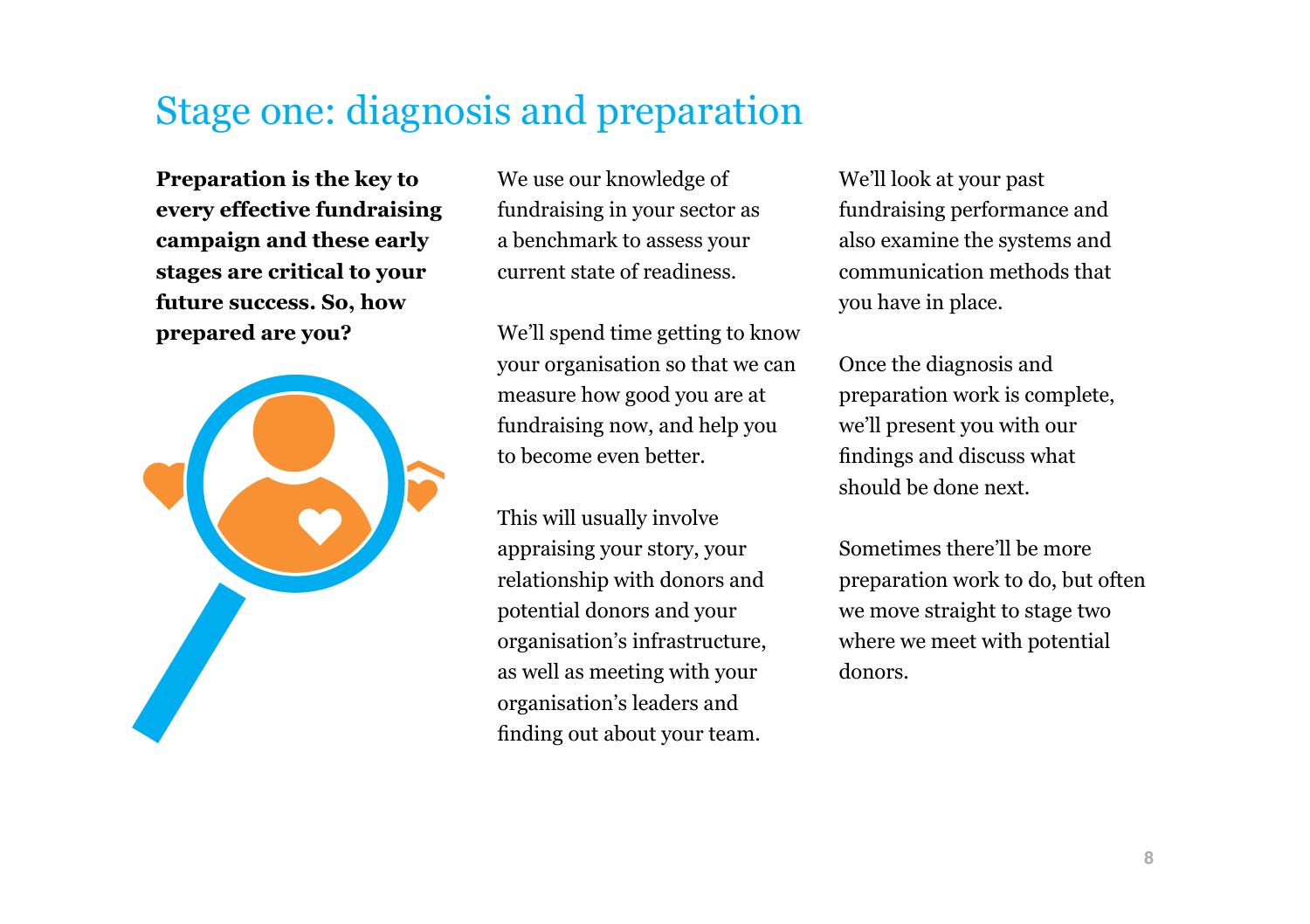# Stage one: diagnosis and preparation

**Preparation is the key to every effective fundraising campaign and these early stages are critical to your future success. So, how prepared are you?**

We use our knowledge of fundraising in your sector as a benchmark to assess your current state of readiness.

We'll spend time getting to know your organisation so that we can measure how good you are at fundraising now, and help you to become even better.

This will usually involve appraising your story, your relationship with donors and potential donors and your organisation's infrastructure, as well as meeting with your organisation's leaders and finding out about your team.

We'll look at your past fundraising performance and also examine the systems and communication methods that you have in place.

Once the diagnosis and preparation work is complete, we'll present you with our findings and discuss what should be done next.

Sometimes there'll be more preparation work to do, but often we move straight to stage two where we meet with potential donors.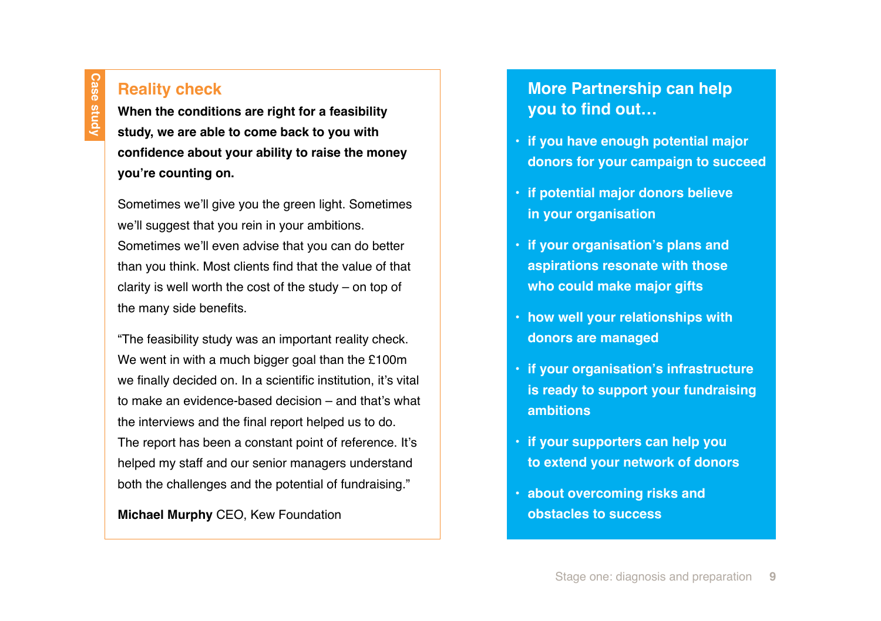Case study

## Reality check

**When the conditions are right for a feasibility study, we are able to come back to you with confidence about your ability to raise the money you're counting on.**

Sometimes we'll give you the green light. Sometimes we'll suggest that you rein in your ambitions. Sometimes we'll even advise that you can do better than you think. Most clients find that the value of that clarity is well worth the cost of the study – on top of the many side benefits.

"The feasibility study was an important reality check. We went in with a much bigger goal than the £100m we finally decided on. In a scientific institution, it's vital to make an evidence-based decision – and that's what the interviews and the final report helped us to do. The report has been a constant point of reference. It's helped my staff and our senior managers understand both the challenges and the potential of fundraising."

**Michael Murphy** CEO, Kew Foundation

## More Partnership can help you to find out…

- **if you have enough potential major donors for your campaign to succeed**
- **if potential major donors believe in your organisation**
- **if your organisation's plans and aspirations resonate with those who could make major gifts**
- **how well your relationships with donors are managed**
- **if your organisation's infrastructure is ready to support your fundraising ambitions**
- **if your supporters can help you to extend your network of donors**
- **about overcoming risks and obstacles to success**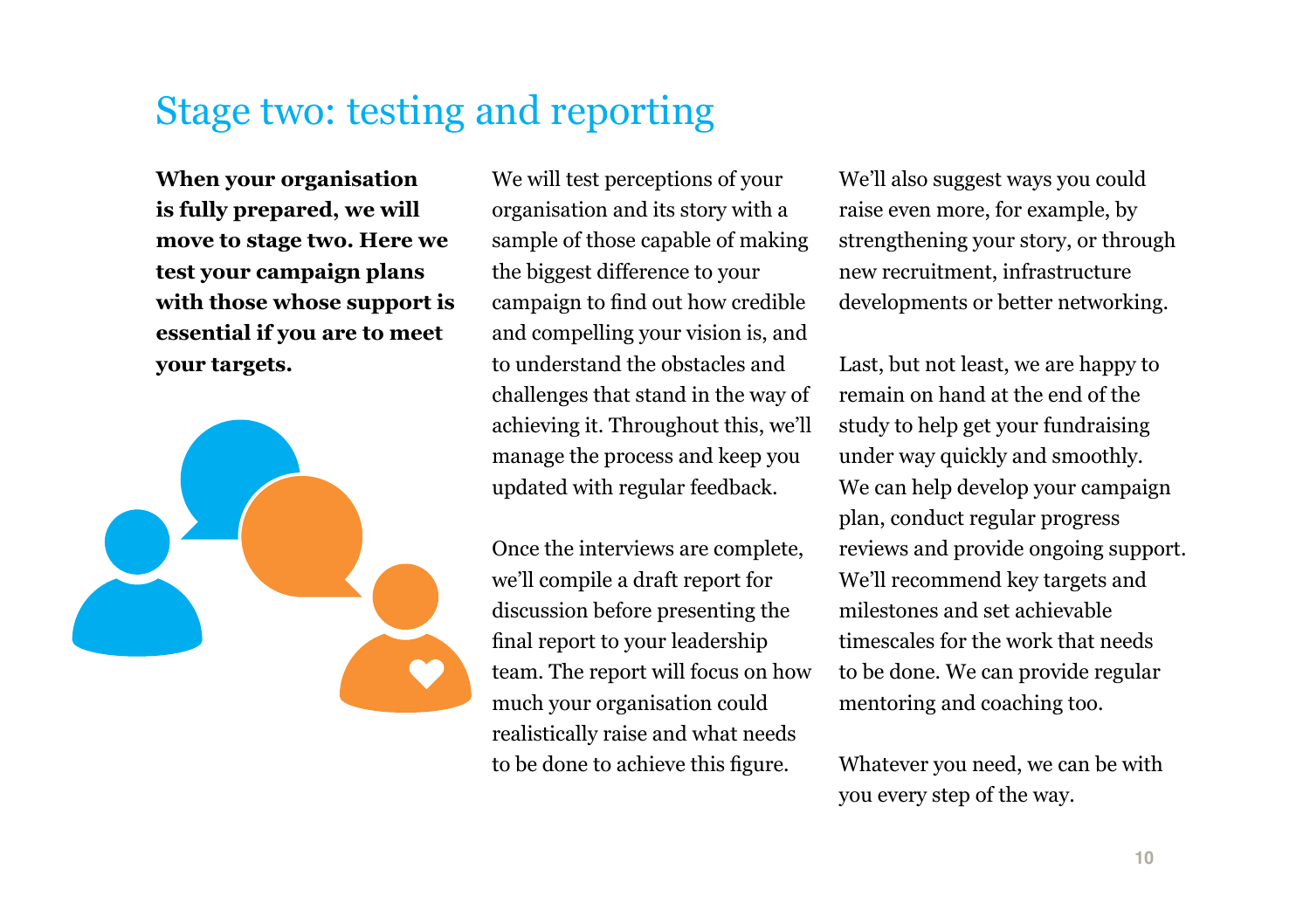# Stage two: testing and reporting

**When your organisation is fully prepared, we will move to stage two. Here we test your campaign plans with those whose support is essential if you are to meet your targets.**

We will test perceptions of your organisation and its story with a sample of those capable of making the biggest difference to your campaign to find out how credible and compelling your vision is, and to understand the obstacles and challenges that stand in the way of achieving it. Throughout this, we'll manage the process and keep you updated with regular feedback.

Once the interviews are complete, we'll compile a draft report for discussion before presenting the final report to your leadership team. The report will focus on how much your organisation could realistically raise and what needs to be done to achieve this figure.

We'll also suggest ways you could raise even more, for example, by strengthening your story, or through new recruitment, infrastructure developments or better networking.

Last, but not least, we are happy to remain on hand at the end of the study to help get your fundraising under way quickly and smoothly. We can help develop your campaign plan, conduct regular progress reviews and provide ongoing support. We'll recommend key targets and milestones and set achievable timescales for the work that needs to be done. We can provide regular mentoring and coaching too.

Whatever you need, we can be with you every step of the way.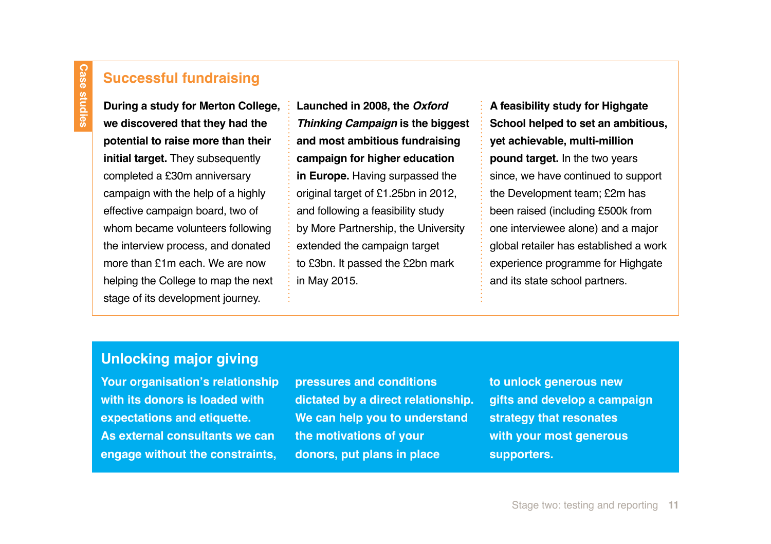Case studies

## Successful fundraising

**During a study for Merton College, we discovered that they had the potential to raise more than their initial target.** They subsequently completed a £30m anniversary campaign with the help of a highly effective campaign board, two of whom became volunteers following the interview process, and donated more than £1m each. We are now helping the College to map the next stage of its development journey.

**Launched in 2008, the *Oxford Thinking Campaign* is the biggest and most ambitious fundraising campaign for higher education in Europe.** Having surpassed the original target of £1.25bn in 2012, and following a feasibility study by More Partnership, the University extended the campaign target to £3bn. It passed the £2bn mark in May 2015.

**A feasibility study for Highgate School helped to set an ambitious, yet achievable, multi-million pound target.** In the two years since, we have continued to support the Development team; £2m has been raised (including £500k from one interviewee alone) and a major global retailer has established a work experience programme for Highgate and its state school partners.

## Unlocking major giving

**Your organisation's relationship with its donors is loaded with expectations and etiquette. As external consultants we can engage without the constraints, pressures and conditions dictated by a direct relationship. We can help you to understand the motivations of your donors, put plans in place to unlock generous new gifts and develop a campaign strategy that resonates with your most generous supporters.**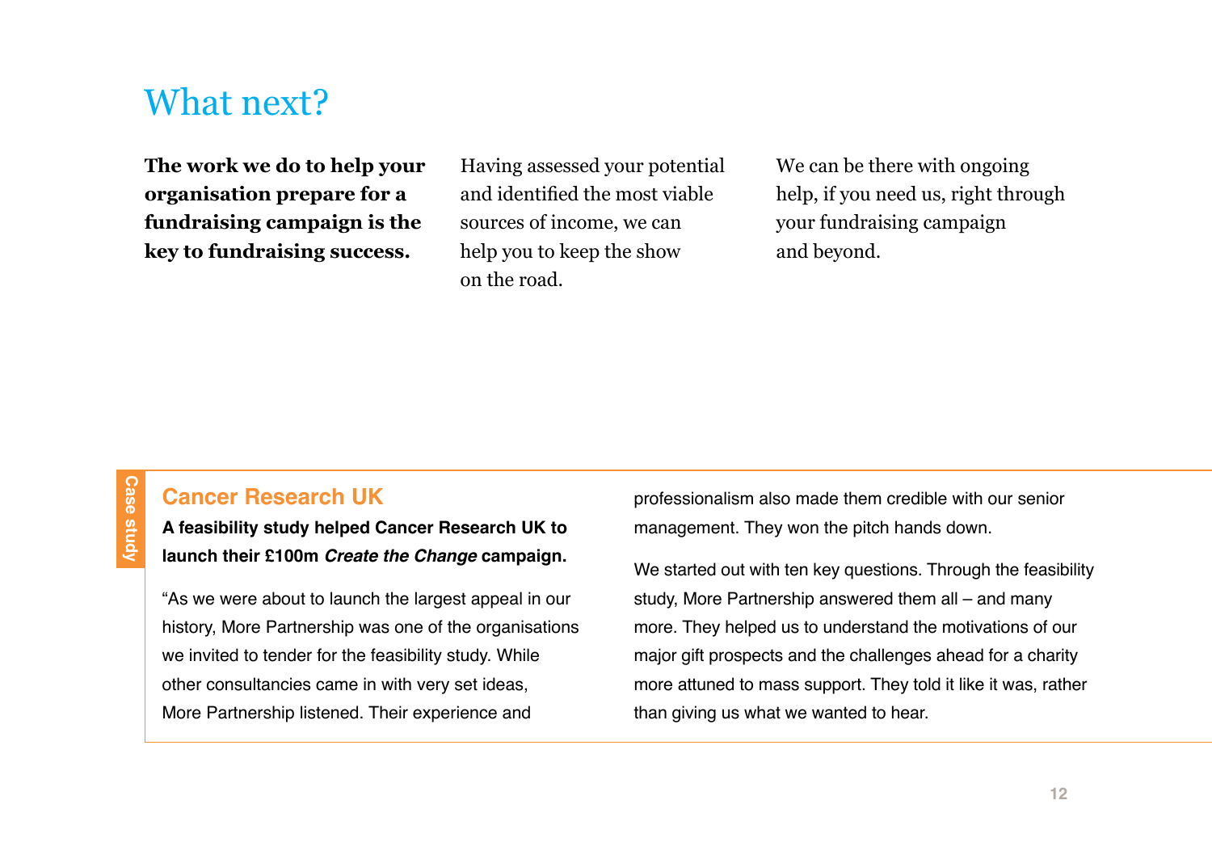# What next?

**The work we do to help your organisation prepare for a fundraising campaign is the key to fundraising success.**

Having assessed your potential and identified the most viable sources of income, we can help you to keep the show on the road.

We can be there with ongoing help, if you need us, right through your fundraising campaign and beyond.

Case study

## Cancer Research UK

**A feasibility study helped Cancer Research UK to launch their £100m *Create the Change* campaign.**

"As we were about to launch the largest appeal in our history, More Partnership was one of the organisations we invited to tender for the feasibility study. While other consultancies came in with very set ideas, More Partnership listened. Their experience and professionalism also made them credible with our senior management. They won the pitch hands down.

We started out with ten key questions. Through the feasibility study, More Partnership answered them all – and many more. They helped us to understand the motivations of our major gift prospects and the challenges ahead for a charity more attuned to mass support. They told it like it was, rather than giving us what we wanted to hear.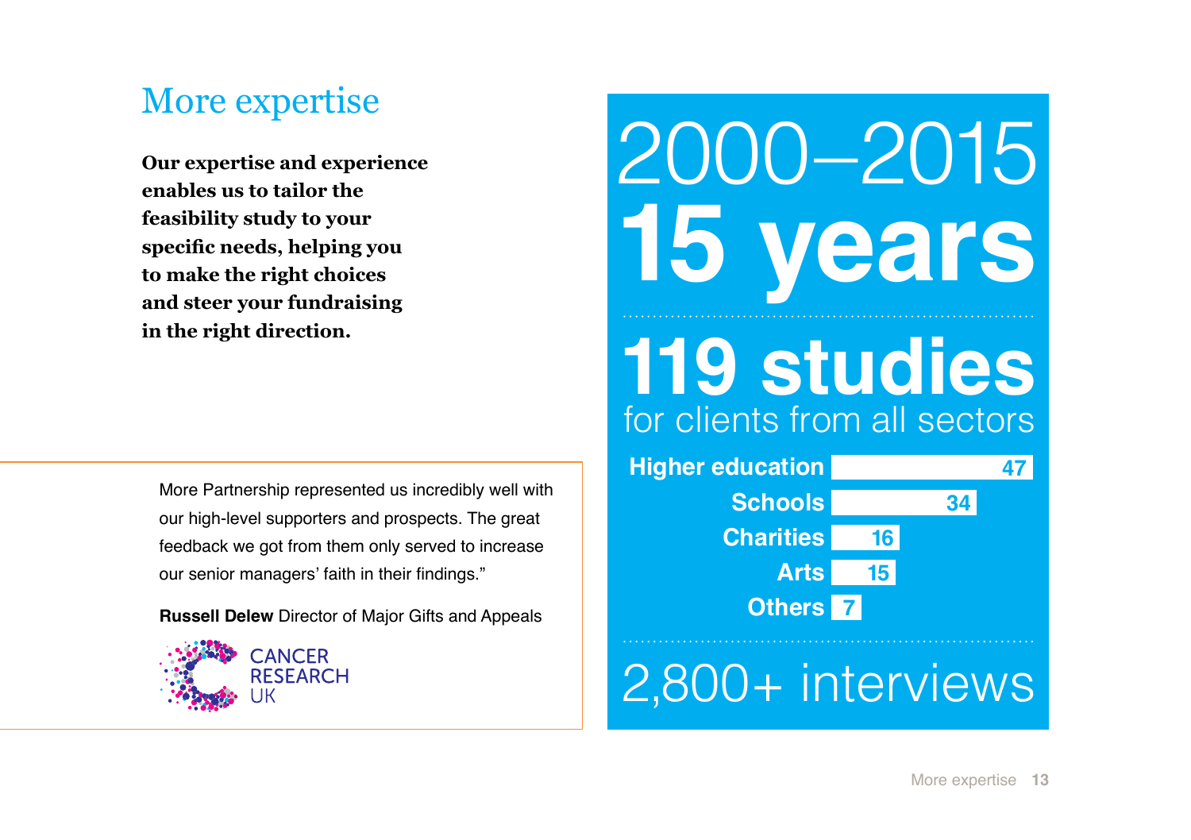# More expertise

**Our expertise and experience enables us to tailor the feasibility study to your specific needs, helping you to make the right choices and steer your fundraising in the right direction.**

More Partnership represented us incredibly well with our high-level supporters and prospects. The great feedback we got from them only served to increase our senior managers' faith in their findings."

**Russell Delew** Director of Major Gifts and Appeals

CANCER RESEARCH UK

2000–2015
**15 years**

**119 studies**
for clients from all sectors

| Sector | Studies |
| --- | --- |
| Higher education | 47 |
| Schools | 34 |
| Charities | 16 |
| Arts | 15 |
| Others | 7 |

2,800+ interviews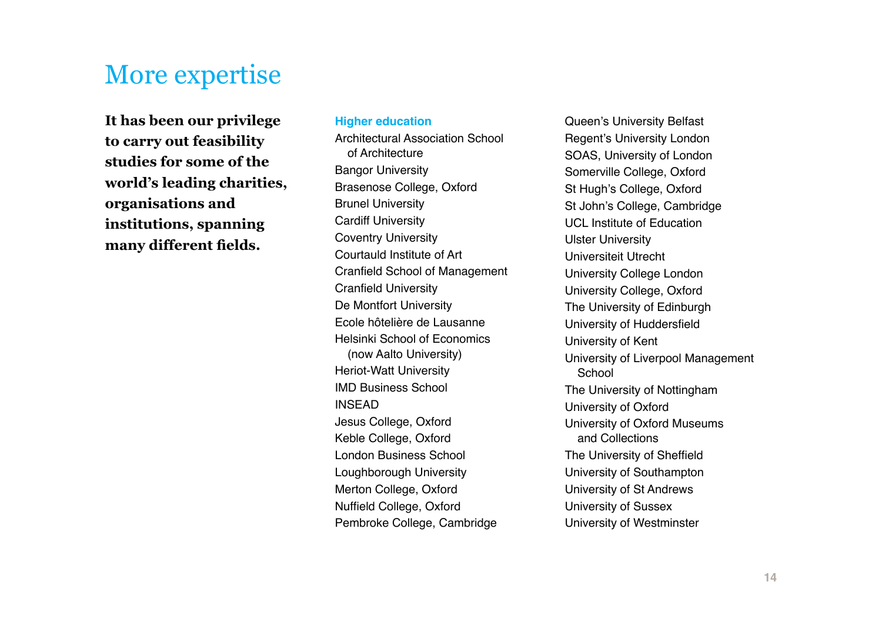# More expertise

**It has been our privilege to carry out feasibility studies for some of the world's leading charities, organisations and institutions, spanning many different fields.**

### Higher education

- Architectural Association School of Architecture
- Bangor University
- Brasenose College, Oxford
- Brunel University
- Cardiff University
- Coventry University
- Courtauld Institute of Art
- Cranfield School of Management
- Cranfield University
- De Montfort University
- Ecole hôtelière de Lausanne
- Helsinki School of Economics (now Aalto University)
- Heriot-Watt University
- IMD Business School
- INSEAD
- Jesus College, Oxford
- Keble College, Oxford
- London Business School
- Loughborough University
- Merton College, Oxford
- Nuffield College, Oxford
- Pembroke College, Cambridge
- Queen's University Belfast
- Regent's University London
- SOAS, University of London
- Somerville College, Oxford
- St Hugh's College, Oxford
- St John's College, Cambridge
- UCL Institute of Education
- Ulster University
- Universiteit Utrecht
- University College London
- University College, Oxford
- The University of Edinburgh
- University of Huddersfield
- University of Kent
- University of Liverpool Management School
- The University of Nottingham
- University of Oxford
- University of Oxford Museums and Collections
- The University of Sheffield
- University of Southampton
- University of St Andrews
- University of Sussex
- University of Westminster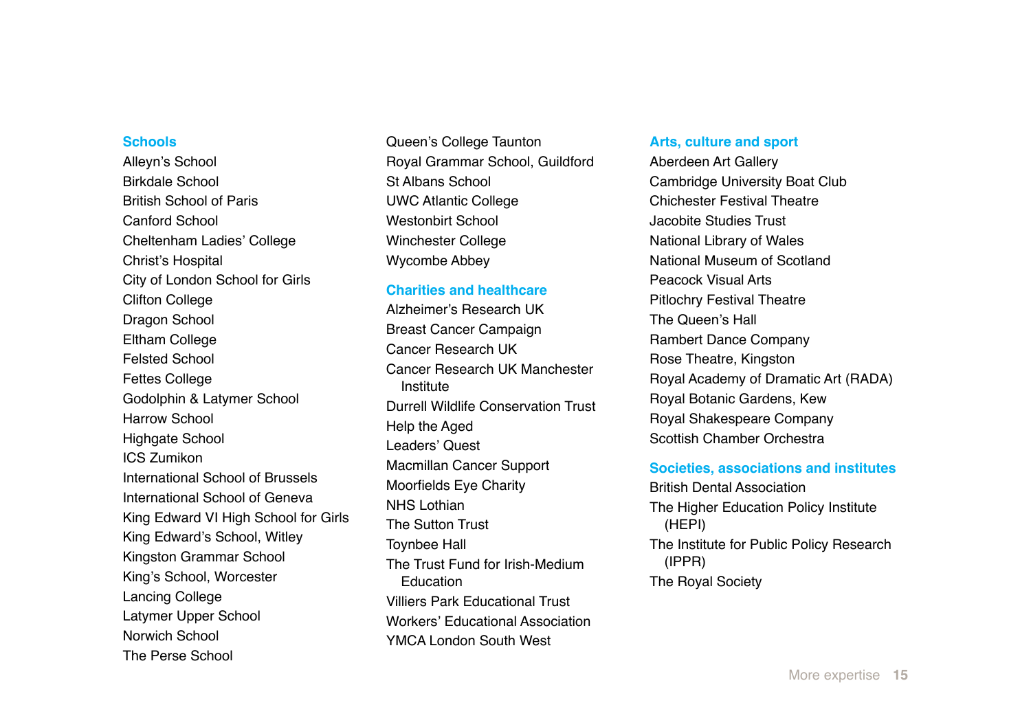## Schools

Alleyn's School
Birkdale School
British School of Paris
Canford School
Cheltenham Ladies' College
Christ's Hospital
City of London School for Girls
Clifton College
Dragon School
Eltham College
Felsted School
Fettes College
Godolphin & Latymer School
Harrow School
Highgate School
ICS Zumikon
International School of Brussels
International School of Geneva
King Edward VI High School for Girls
King Edward's School, Witley
Kingston Grammar School
King's School, Worcester
Lancing College
Latymer Upper School
Norwich School
The Perse School
Queen's College Taunton
Royal Grammar School, Guildford
St Albans School
UWC Atlantic College
Westonbirt School
Winchester College
Wycombe Abbey

## Charities and healthcare

Alzheimer's Research UK
Breast Cancer Campaign
Cancer Research UK
Cancer Research UK Manchester Institute
Durrell Wildlife Conservation Trust
Help the Aged
Leaders' Quest
Macmillan Cancer Support
Moorfields Eye Charity
NHS Lothian
The Sutton Trust
Toynbee Hall
The Trust Fund for Irish-Medium Education
Villiers Park Educational Trust
Workers' Educational Association
YMCA London South West

## Arts, culture and sport

Aberdeen Art Gallery
Cambridge University Boat Club
Chichester Festival Theatre
Jacobite Studies Trust
National Library of Wales
National Museum of Scotland
Peacock Visual Arts
Pitlochry Festival Theatre
The Queen's Hall
Rambert Dance Company
Rose Theatre, Kingston
Royal Academy of Dramatic Art (RADA)
Royal Botanic Gardens, Kew
Royal Shakespeare Company
Scottish Chamber Orchestra

## Societies, associations and institutes

British Dental Association
The Higher Education Policy Institute (HEPI)
The Institute for Public Policy Research (IPPR)
The Royal Society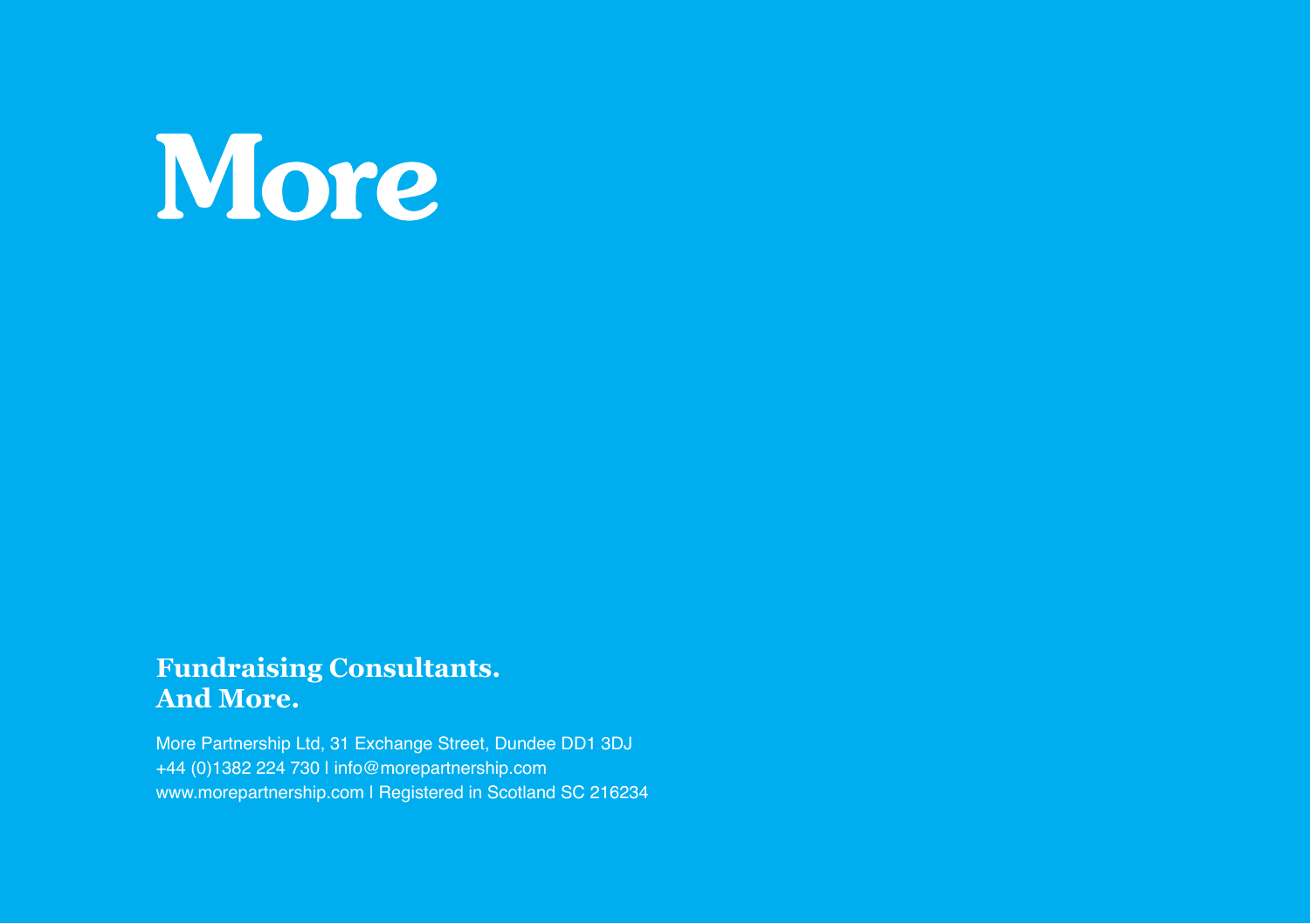# More

**Fundraising Consultants.**
**And More.**

More Partnership Ltd, 31 Exchange Street, Dundee DD1 3DJ
+44 (0)1382 224 730 l info@morepartnership.com
www.morepartnership.com l Registered in Scotland SC 216234